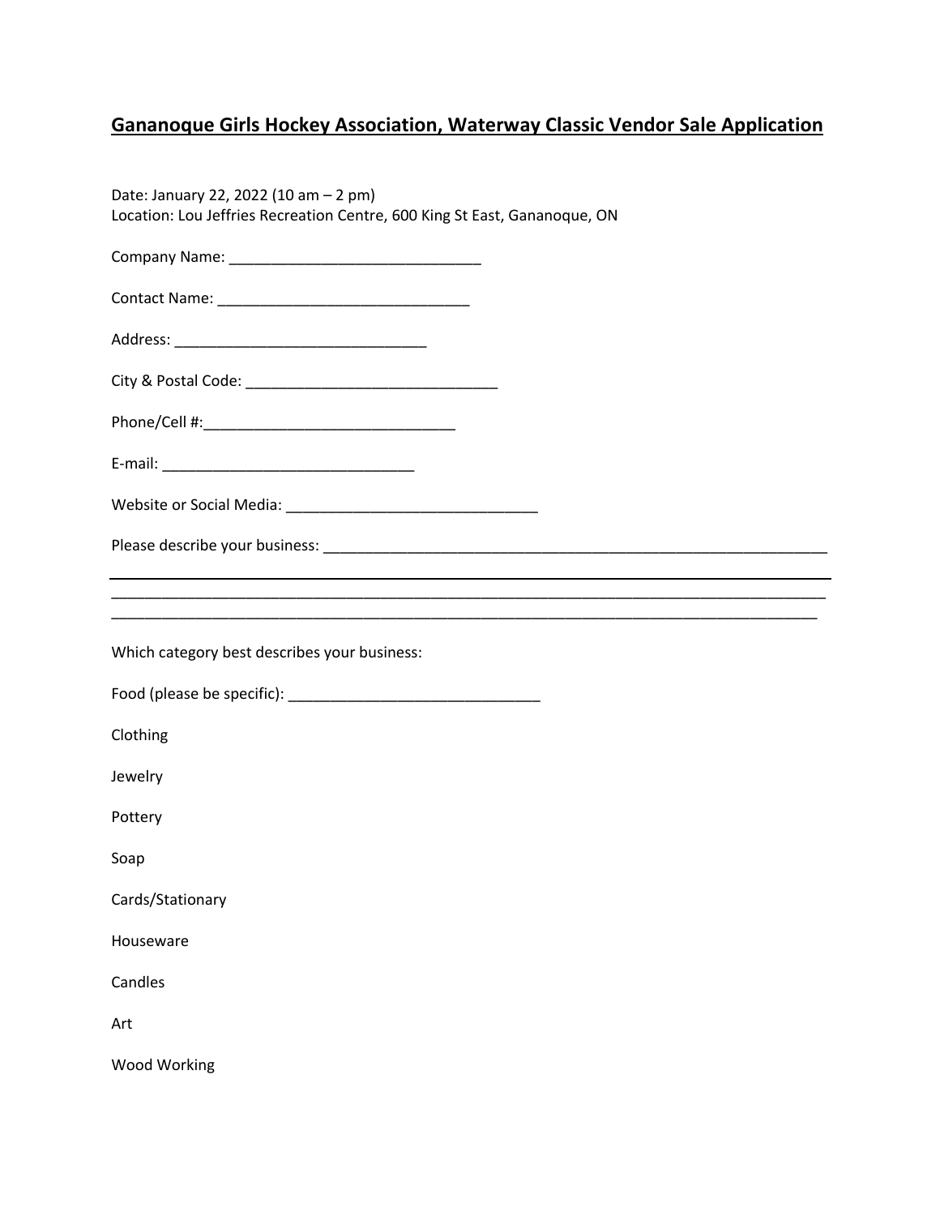## Gananoque Girls Hockey Association, Waterway Classic Vendor Sale Application

Date: January 22, 2022 (10 am – 2 pm)
Location: Lou Jeffries Recreation Centre, 600 King St East, Gananoque, ON

Company Name: ______________________________

Contact Name: ______________________________

Address: ______________________________

City & Postal Code: ______________________________

Phone/Cell #:______________________________

E-mail: ______________________________

Website or Social Media: ______________________________

Please describe your business: ____________________________________________________________

______________________________________________________________________________________

______________________________________________________________________________________

______________________________________________________________________________________

Which category best describes your business:

Food (please be specific): ______________________________

Clothing

Jewelry

Pottery

Soap

Cards/Stationary

Houseware

Candles

Art

Wood Working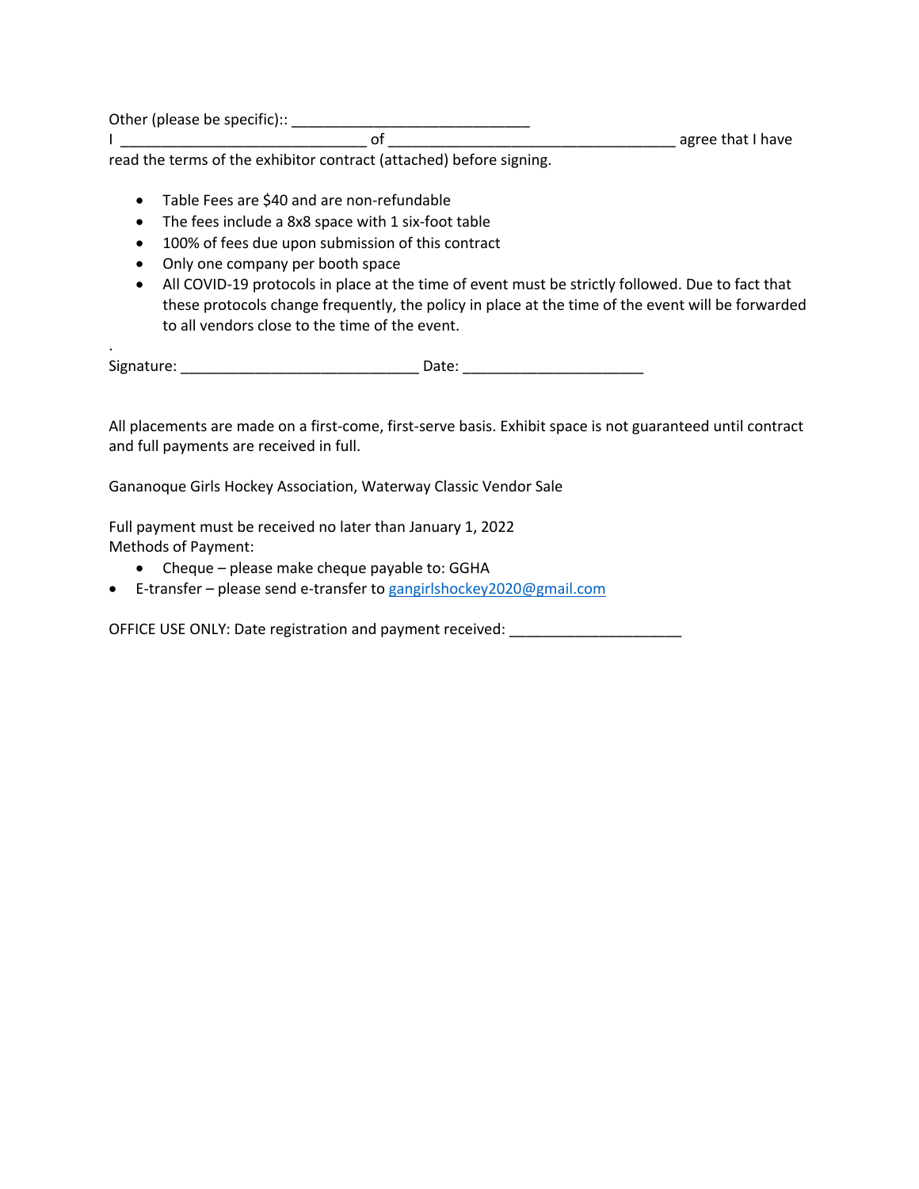Other (please be specific):: ______________________________
I ______________________________ of ___________________________________ agree that I have read the terms of the exhibitor contract (attached) before signing.

- Table Fees are $40 and are non-refundable
- The fees include a 8x8 space with 1 six-foot table
- 100% of fees due upon submission of this contract
- Only one company per booth space
- All COVID-19 protocols in place at the time of event must be strictly followed. Due to fact that these protocols change frequently, the policy in place at the time of the event will be forwarded to all vendors close to the time of the event.

.
Signature: _____________________________ Date: ______________________

All placements are made on a first-come, first-serve basis. Exhibit space is not guaranteed until contract and full payments are received in full.

Gananoque Girls Hockey Association, Waterway Classic Vendor Sale

Full payment must be received no later than January 1, 2022
Methods of Payment:

- Cheque – please make cheque payable to: GGHA
- E-transfer – please send e-transfer to gangirlshockey2020@gmail.com

OFFICE USE ONLY: Date registration and payment received: _____________________